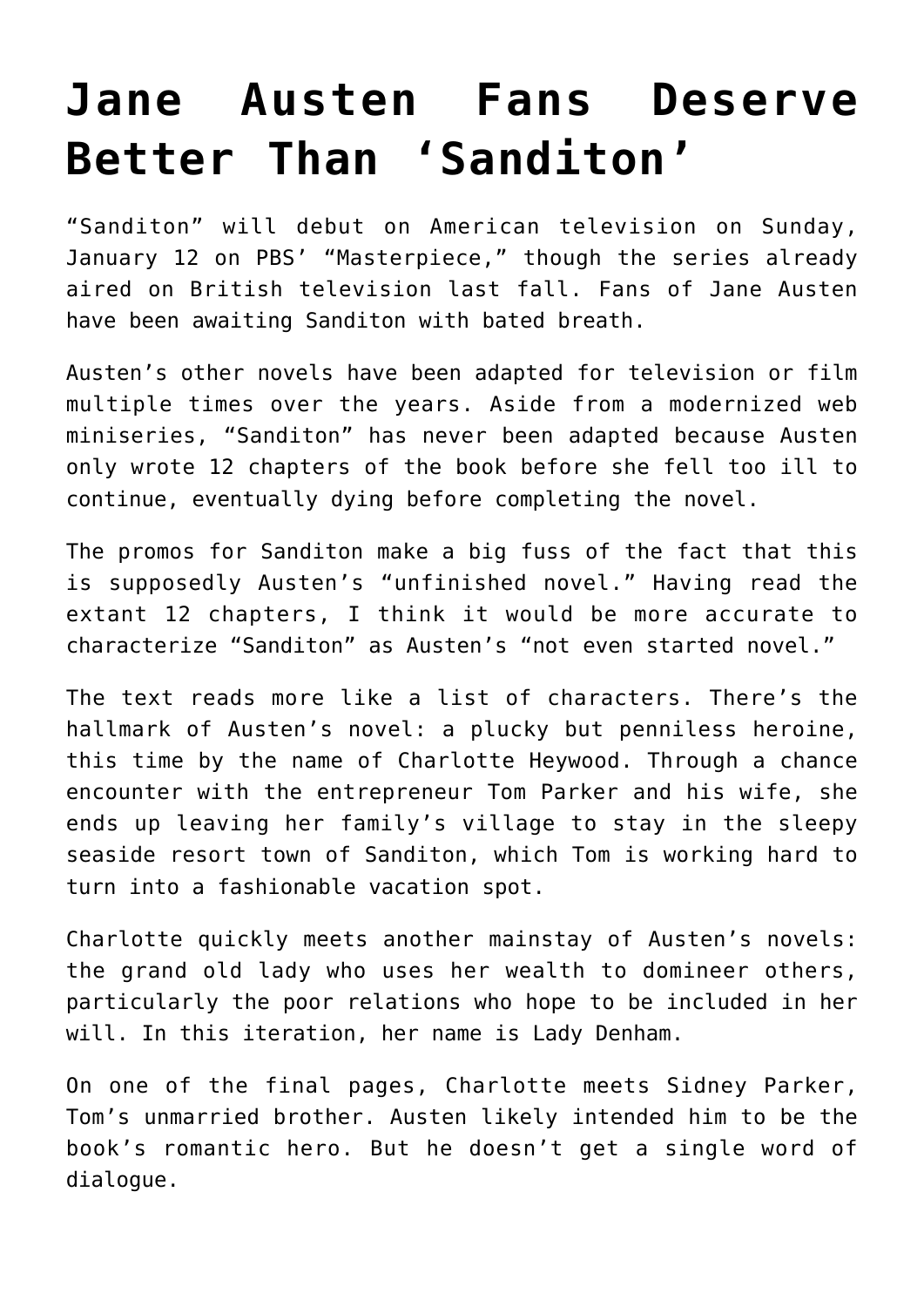# Jane Austen Fans Deserve Better Than 'Sanditon'

"Sanditon" will debut on American television on Sunday, January 12 on PBS' "Masterpiece," though the series already aired on British television last fall. Fans of Jane Austen have been awaiting Sanditon with bated breath.

Austen's other novels have been adapted for television or film multiple times over the years. Aside from a modernized web miniseries, "Sanditon" has never been adapted because Austen only wrote 12 chapters of the book before she fell too ill to continue, eventually dying before completing the novel.

The promos for Sanditon make a big fuss of the fact that this is supposedly Austen's "unfinished novel." Having read the extant 12 chapters, I think it would be more accurate to characterize "Sanditon" as Austen's "not even started novel."

The text reads more like a list of characters. There's the hallmark of Austen's novel: a plucky but penniless heroine, this time by the name of Charlotte Heywood. Through a chance encounter with the entrepreneur Tom Parker and his wife, she ends up leaving her family's village to stay in the sleepy seaside resort town of Sanditon, which Tom is working hard to turn into a fashionable vacation spot.

Charlotte quickly meets another mainstay of Austen's novels: the grand old lady who uses her wealth to domineer others, particularly the poor relations who hope to be included in her will. In this iteration, her name is Lady Denham.

On one of the final pages, Charlotte meets Sidney Parker, Tom's unmarried brother. Austen likely intended him to be the book's romantic hero. But he doesn't get a single word of dialogue.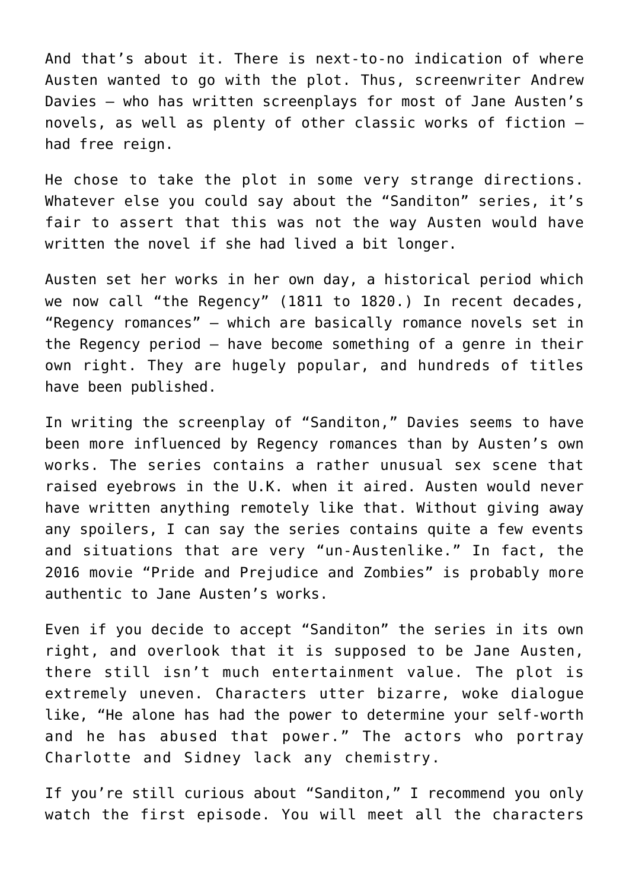And that's about it. There is next-to-no indication of where Austen wanted to go with the plot. Thus, screenwriter Andrew Davies — who has written screenplays for most of Jane Austen's novels, as well as plenty of other classic works of fiction — had free reign.

He chose to take the plot in some very strange directions. Whatever else you could say about the "Sanditon" series, it's fair to assert that this was not the way Austen would have written the novel if she had lived a bit longer.

Austen set her works in her own day, a historical period which we now call "the Regency" (1811 to 1820.) In recent decades, "Regency romances" — which are basically romance novels set in the Regency period — have become something of a genre in their own right. They are hugely popular, and hundreds of titles have been published.

In writing the screenplay of "Sanditon," Davies seems to have been more influenced by Regency romances than by Austen's own works. The series contains a rather unusual sex scene that raised eyebrows in the U.K. when it aired. Austen would never have written anything remotely like that. Without giving away any spoilers, I can say the series contains quite a few events and situations that are very "un-Austenlike." In fact, the 2016 movie "Pride and Prejudice and Zombies" is probably more authentic to Jane Austen's works.

Even if you decide to accept "Sanditon" the series in its own right, and overlook that it is supposed to be Jane Austen, there still isn't much entertainment value. The plot is extremely uneven. Characters utter bizarre, woke dialogue like, "He alone has had the power to determine your self-worth and he has abused that power." The actors who portray Charlotte and Sidney lack any chemistry.

If you're still curious about "Sanditon," I recommend you only watch the first episode. You will meet all the characters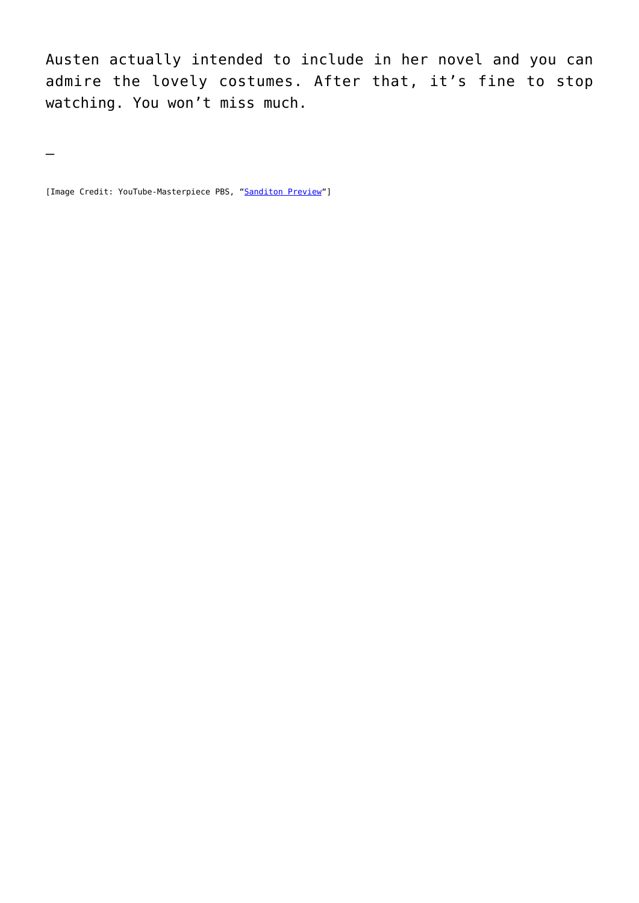Austen actually intended to include in her novel and you can admire the lovely costumes. After that, it's fine to stop watching. You won't miss much.

—

[Image Credit: YouTube-Masterpiece PBS, "Sanditon Preview"]